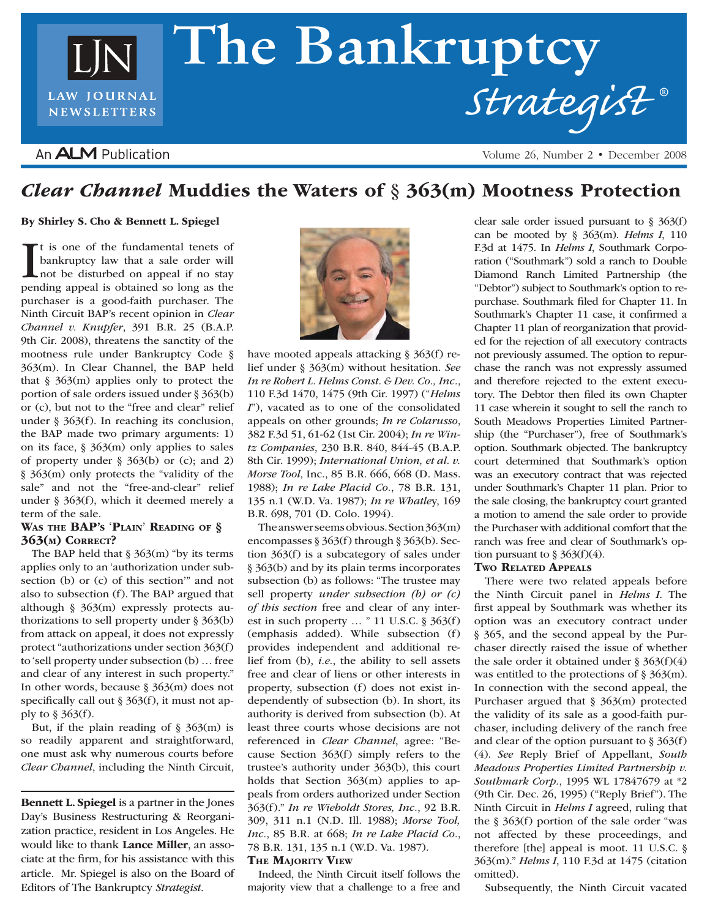# The Bankruptcy *Strategist*®

## *Clear Channel* Muddies the Waters of § 363(m) Mootness Protection

**By Shirley S. Cho & Bennett L. Spiegel**

It is one of the fundamental tenets of bankruptcy law that a sale order will not be disturbed on appeal if no stay pending appeal is obtained so long as the purchaser is a good-faith purchaser. The Ninth Circuit BAP's recent opinion in *Clear Channel v. Knupfer*, 391 B.R. 25 (B.A.P. 9th Cir. 2008), threatens the sanctity of the mootness rule under Bankruptcy Code § 363(m). In Clear Channel, the BAP held that § 363(m) applies only to protect the portion of sale orders issued under § 363(b) or (c), but not to the "free and clear" relief under § 363(f). In reaching its conclusion, the BAP made two primary arguments: 1) on its face, § 363(m) only applies to sales of property under § 363(b) or (c); and 2) § 363(m) only protects the "validity of the sale" and not the "free-and-clear" relief under § 363(f), which it deemed merely a term of the sale.

### Was the BAP's 'Plain' Reading of § 363(m) Correct?

The BAP held that § 363(m) "by its terms applies only to an 'authorization under subsection (b) or (c) of this section'" and not also to subsection (f). The BAP argued that although § 363(m) expressly protects authorizations to sell property under § 363(b) from attack on appeal, it does not expressly protect "authorizations under section 363(f) to 'sell property under subsection (b) … free and clear of any interest in such property." In other words, because § 363(m) does not specifically call out § 363(f), it must not apply to § 363(f).

But, if the plain reading of § 363(m) is so readily apparent and straightforward, one must ask why numerous courts before *Clear Channel*, including the Ninth Circuit, have mooted appeals attacking § 363(f) relief under § 363(m) without hesitation. *See In re Robert L. Helms Const. & Dev. Co., Inc.*, 110 F.3d 1470, 1475 (9th Cir. 1997) ("*Helms I*"), vacated as to one of the consolidated appeals on other grounds; *In re Colarusso*, 382 F.3d 51, 61-62 (1st Cir. 2004); *In re Wintz Companies*, 230 B.R. 840, 844-45 (B.A.P. 8th Cir. 1999); *International Union, et al. v. Morse Tool*, Inc., 85 B.R. 666, 668 (D. Mass. 1988); *In re Lake Placid Co.*, 78 B.R. 131, 135 n.1 (W.D. Va. 1987); *In re Whatley*, 169 B.R. 698, 701 (D. Colo. 1994).

The answer seems obvious. Section 363(m) encompasses § 363(f) through § 363(b). Section 363(f) is a subcategory of sales under § 363(b) and by its plain terms incorporates subsection (b) as follows: "The trustee may sell property *under subsection (b) or (c) of this section* free and clear of any interest in such property … " 11 U.S.C. § 363(f) (emphasis added). While subsection (f) provides independent and additional relief from (b), *i.e.*, the ability to sell assets free and clear of liens or other interests in property, subsection (f) does not exist independently of subsection (b). In short, its authority is derived from subsection (b). At least three courts whose decisions are not referenced in *Clear Channel*, agree: "Because Section 363(f) simply refers to the trustee's authority under 363(b), this court holds that Section 363(m) applies to appeals from orders authorized under Section 363(f)." *In re Wieboldt Stores, Inc.*, 92 B.R. 309, 311 n.1 (N.D. Ill. 1988); *Morse Tool, Inc.*, 85 B.R. at 668; *In re Lake Placid Co.*, 78 B.R. 131, 135 n.1 (W.D. Va. 1987).

### The Majority View

Indeed, the Ninth Circuit itself follows the majority view that a challenge to a free and clear sale order issued pursuant to § 363(f) can be mooted by § 363(m). *Helms I*, 110 F.3d at 1475. In *Helms I*, Southmark Corporation ("Southmark") sold a ranch to Double Diamond Ranch Limited Partnership (the "Debtor") subject to Southmark's option to repurchase. Southmark filed for Chapter 11. In Southmark's Chapter 11 case, it confirmed a Chapter 11 plan of reorganization that provided for the rejection of all executory contracts not previously assumed. The option to repurchase the ranch was not expressly assumed and therefore rejected to the extent executory. The Debtor then filed its own Chapter 11 case wherein it sought to sell the ranch to South Meadows Properties Limited Partnership (the "Purchaser"), free of Southmark's option. Southmark objected. The bankruptcy court determined that Southmark's option was an executory contract that was rejected under Southmark's Chapter 11 plan. Prior to the sale closing, the bankruptcy court granted a motion to amend the sale order to provide the Purchaser with additional comfort that the ranch was free and clear of Southmark's option pursuant to § 363(f)(4).

### Two Related Appeals

There were two related appeals before the Ninth Circuit panel in *Helms I*. The first appeal by Southmark was whether its option was an executory contract under § 365, and the second appeal by the Purchaser directly raised the issue of whether the sale order it obtained under § 363(f)(4) was entitled to the protections of § 363(m). In connection with the second appeal, the Purchaser argued that § 363(m) protected the validity of its sale as a good-faith purchaser, including delivery of the ranch free and clear of the option pursuant to § 363(f)(4). *See* Reply Brief of Appellant, *South Meadows Properties Limited Partnership v. Southmark Corp.*, 1995 WL 17847679 at *2 (9th Cir. Dec. 26, 1995) ("Reply Brief"). The Ninth Circuit in *Helms I* agreed, ruling that the § 363(f) portion of the sale order "was not affected by these proceedings, and therefore [the] appeal is moot. 11 U.S.C. § 363(m)." *Helms I,* 110 F.3d at 1475 (citation omitted).

Subsequently, the Ninth Circuit vacated

---

**Bennett L. Spiegel** is a partner in the Jones Day's Business Restructuring & Reorganization practice, resident in Los Angeles. He would like to thank **Lance Miller**, an associate at the firm, for his assistance with this article. Mr. Spiegel is also on the Board of Editors of The Bankruptcy *Strategist*.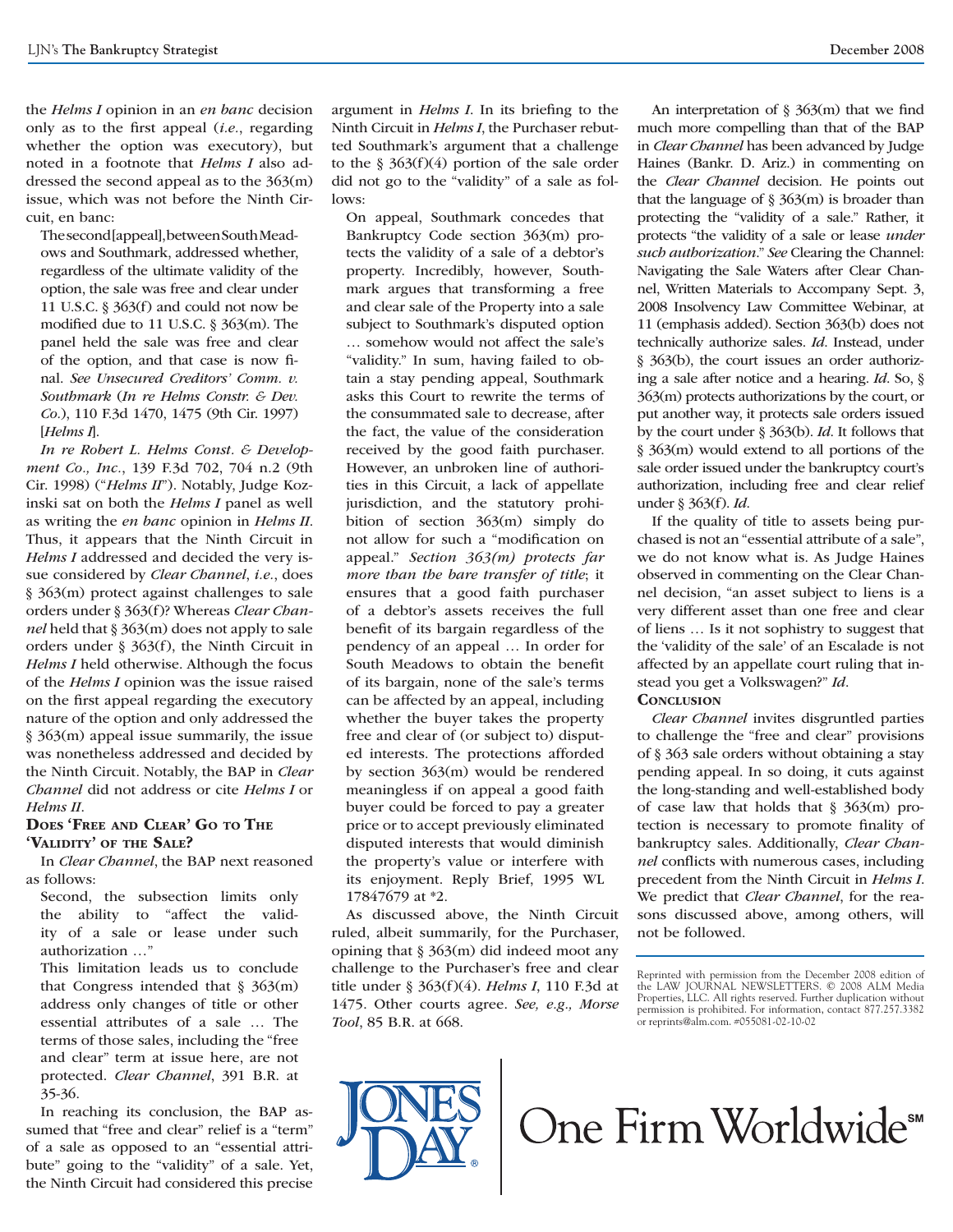the *Helms I* opinion in an *en banc* decision only as to the first appeal (*i.e.*, regarding whether the option was executory), but noted in a footnote that *Helms I* also addressed the second appeal as to the 363(m) issue, which was not before the Ninth Circuit, en banc:

> The second [appeal], between South Meadows and Southmark, addressed whether, regardless of the ultimate validity of the option, the sale was free and clear under 11 U.S.C. § 363(f) and could not now be modified due to 11 U.S.C. § 363(m). The panel held the sale was free and clear of the option, and that case is now final. *See Unsecured Creditors' Comm. v. Southmark* (*In re Helms Constr. & Dev. Co.*), 110 F.3d 1470, 1475 (9th Cir. 1997) [*Helms I*].

*In re Robert L. Helms Const. & Development Co., Inc.*, 139 F.3d 702, 704 n.2 (9th Cir. 1998) ("*Helms II*"). Notably, Judge Kozinski sat on both the *Helms I* panel as well as writing the *en banc* opinion in *Helms II*. Thus, it appears that the Ninth Circuit in *Helms I* addressed and decided the very issue considered by *Clear Channel*, *i.e.*, does § 363(m) protect against challenges to sale orders under § 363(f)? Whereas *Clear Channel* held that § 363(m) does not apply to sale orders under § 363(f), the Ninth Circuit in *Helms I* held otherwise. Although the focus of the *Helms I* opinion was the issue raised on the first appeal regarding the executory nature of the option and only addressed the § 363(m) appeal issue summarily, the issue was nonetheless addressed and decided by the Ninth Circuit. Notably, the BAP in *Clear Channel* did not address or cite *Helms I* or *Helms II*.

## Does 'Free and Clear' Go to The 'Validity' of the Sale?

In *Clear Channel*, the BAP next reasoned as follows:

> Second, the subsection limits only the ability to "affect the validity of a sale or lease under such authorization …"
>
> This limitation leads us to conclude that Congress intended that § 363(m) address only changes of title or other essential attributes of a sale … The terms of those sales, including the "free and clear" term at issue here, are not protected. *Clear Channel*, 391 B.R. at 35-36.

In reaching its conclusion, the BAP assumed that "free and clear" relief is a "term" of a sale as opposed to an "essential attribute" going to the "validity" of a sale. Yet, the Ninth Circuit had considered this precise argument in *Helms I*. In its briefing to the Ninth Circuit in *Helms I*, the Purchaser rebutted Southmark's argument that a challenge to the § 363(f)(4) portion of the sale order did not go to the "validity" of a sale as follows:

> On appeal, Southmark concedes that Bankruptcy Code section 363(m) protects the validity of a sale of a debtor's property. Incredibly, however, Southmark argues that transforming a free and clear sale of the Property into a sale subject to Southmark's disputed option … somehow would not affect the sale's "validity." In sum, having failed to obtain a stay pending appeal, Southmark asks this Court to rewrite the terms of the consummated sale to decrease, after the fact, the value of the consideration received by the good faith purchaser. However, an unbroken line of authorities in this Circuit, a lack of appellate jurisdiction, and the statutory prohibition of section 363(m) simply do not allow for such a "modification on appeal." *Section 363(m) protects far more than the bare transfer of title*; it ensures that a good faith purchaser of a debtor's assets receives the full benefit of its bargain regardless of the pendency of an appeal … In order for South Meadows to obtain the benefit of its bargain, none of the sale's terms can be affected by an appeal, including whether the buyer takes the property free and clear of (or subject to) disputed interests. The protections afforded by section 363(m) would be rendered meaningless if on appeal a good faith buyer could be forced to pay a greater price or to accept previously eliminated disputed interests that would diminish the property's value or interfere with its enjoyment. Reply Brief, 1995 WL 17847679 at *2.

As discussed above, the Ninth Circuit ruled, albeit summarily, for the Purchaser, opining that § 363(m) did indeed moot any challenge to the Purchaser's free and clear title under § 363(f)(4). *Helms I*, 110 F.3d at 1475. Other courts agree. *See, e.g., Morse Tool*, 85 B.R. at 668.

An interpretation of § 363(m) that we find much more compelling than that of the BAP in *Clear Channel* has been advanced by Judge Haines (Bankr. D. Ariz.) in commenting on the *Clear Channel* decision. He points out that the language of § 363(m) is broader than protecting the "validity of a sale." Rather, it protects "the validity of a sale or lease *under such authorization*." *See* Clearing the Channel: Navigating the Sale Waters after Clear Channel, Written Materials to Accompany Sept. 3, 2008 Insolvency Law Committee Webinar, at 11 (emphasis added). Section 363(b) does not technically authorize sales. *Id.* Instead, under § 363(b), the court issues an order authorizing a sale after notice and a hearing. *Id.* So, § 363(m) protects authorizations by the court, or put another way, it protects sale orders issued by the court under § 363(b). *Id.* It follows that § 363(m) would extend to all portions of the sale order issued under the bankruptcy court's authorization, including free and clear relief under § 363(f). *Id.*

If the quality of title to assets being purchased is not an "essential attribute of a sale", we do not know what is. As Judge Haines observed in commenting on the Clear Channel decision, "an asset subject to liens is a very different asset than one free and clear of liens … Is it not sophistry to suggest that the 'validity of the sale' of an Escalade is not affected by an appellate court ruling that instead you get a Volkswagen?" *Id*.

## Conclusion

*Clear Channel* invites disgruntled parties to challenge the "free and clear" provisions of § 363 sale orders without obtaining a stay pending appeal. In so doing, it cuts against the long-standing and well-established body of case law that holds that § 363(m) protection is necessary to promote finality of bankruptcy sales. Additionally, *Clear Channel* conflicts with numerous cases, including precedent from the Ninth Circuit in *Helms I*. We predict that *Clear Channel*, for the reasons discussed above, among others, will not be followed.

Reprinted with permission from the December 2008 edition of the LAW JOURNAL NEWSLETTERS. © 2008 ALM Media Properties, LLC. All rights reserved. Further duplication without permission is prohibited. For information, contact 877.257.3382 or reprints@alm.com. #055081-02-10-02

JONES DAY | One Firm Worldwide℠